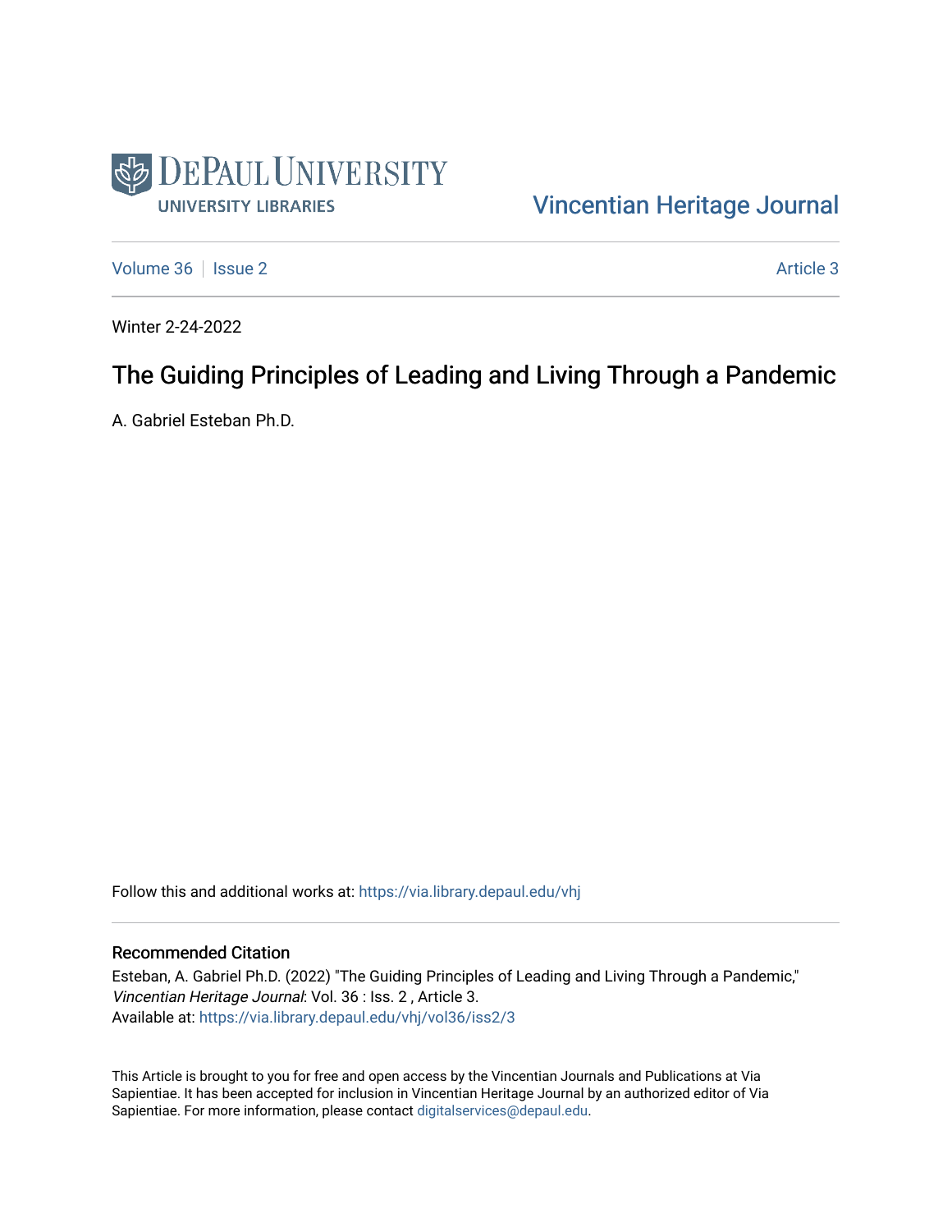DePaul University

University Libraries

Vincentian Heritage Journal

Volume 36 | Issue 2

Article 3

Winter 2-24-2022

# The Guiding Principles of Leading and Living Through a Pandemic

A. Gabriel Esteban Ph.D.

Follow this and additional works at: https://via.library.depaul.edu/vhj

## Recommended Citation

Esteban, A. Gabriel Ph.D. (2022) "The Guiding Principles of Leading and Living Through a Pandemic," *Vincentian Heritage Journal*: Vol. 36 : Iss. 2 , Article 3.
Available at: https://via.library.depaul.edu/vhj/vol36/iss2/3

This Article is brought to you for free and open access by the Vincentian Journals and Publications at Via Sapientiae. It has been accepted for inclusion in Vincentian Heritage Journal by an authorized editor of Via Sapientiae. For more information, please contact digitalservices@depaul.edu.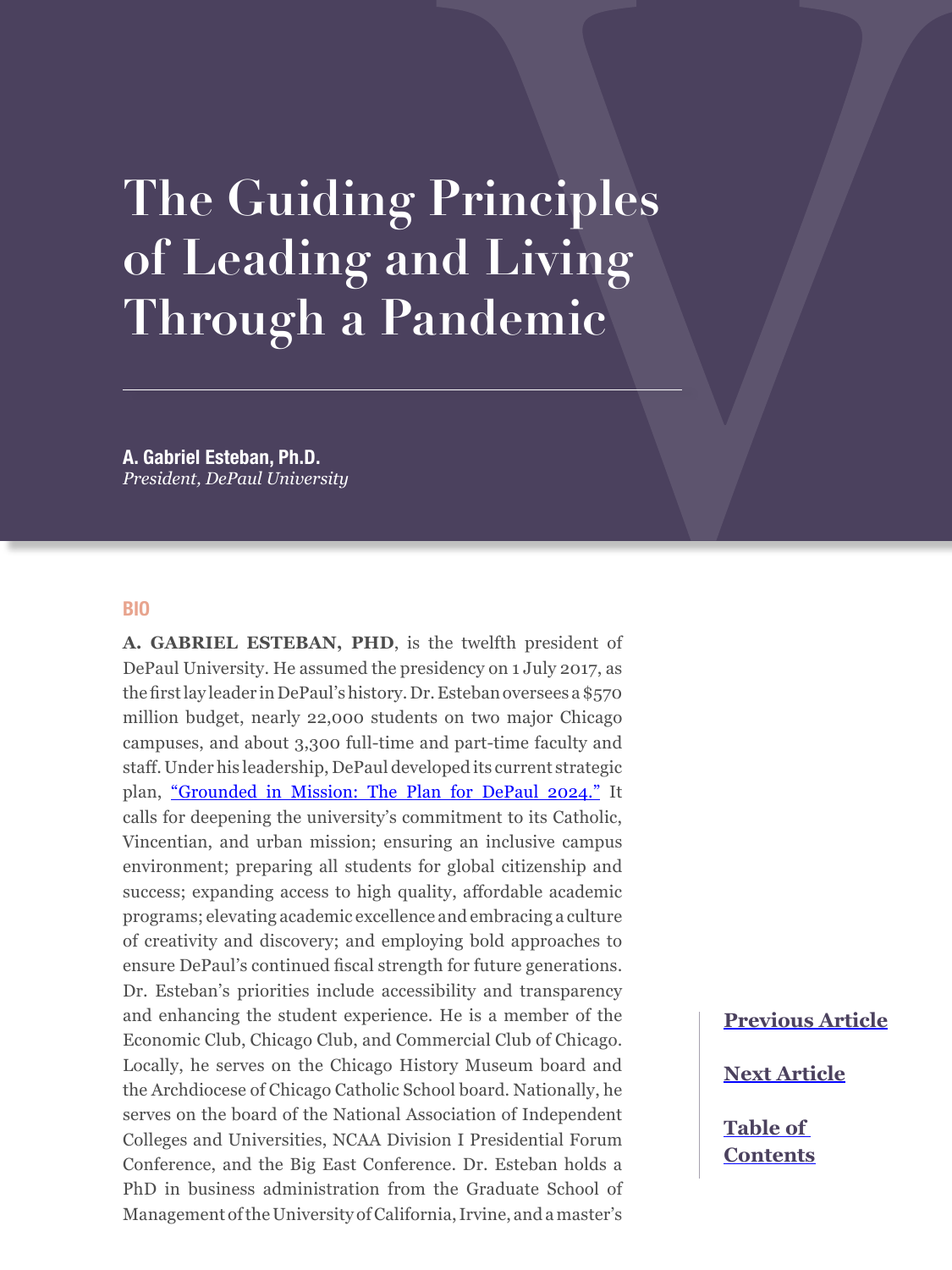# The Guiding Principles of Leading and Living Through a Pandemic

**A. Gabriel Esteban, Ph.D.**
*President, DePaul University*

## BIO

**A. GABRIEL ESTEBAN, PHD**, is the twelfth president of DePaul University. He assumed the presidency on 1 July 2017, as the first lay leader in DePaul's history. Dr. Esteban oversees a $570 million budget, nearly 22,000 students on two major Chicago campuses, and about 3,300 full-time and part-time faculty and staff. Under his leadership, DePaul developed its current strategic plan, "Grounded in Mission: The Plan for DePaul 2024." It calls for deepening the university's commitment to its Catholic, Vincentian, and urban mission; ensuring an inclusive campus environment; preparing all students for global citizenship and success; expanding access to high quality, affordable academic programs; elevating academic excellence and embracing a culture of creativity and discovery; and employing bold approaches to ensure DePaul's continued fiscal strength for future generations. Dr. Esteban's priorities include accessibility and transparency and enhancing the student experience. He is a member of the Economic Club, Chicago Club, and Commercial Club of Chicago. Locally, he serves on the Chicago History Museum board and the Archdiocese of Chicago Catholic School board. Nationally, he serves on the board of the National Association of Independent Colleges and Universities, NCAA Division I Presidential Forum Conference, and the Big East Conference. Dr. Esteban holds a PhD in business administration from the Graduate School of Management of the University of California, Irvine, and a master's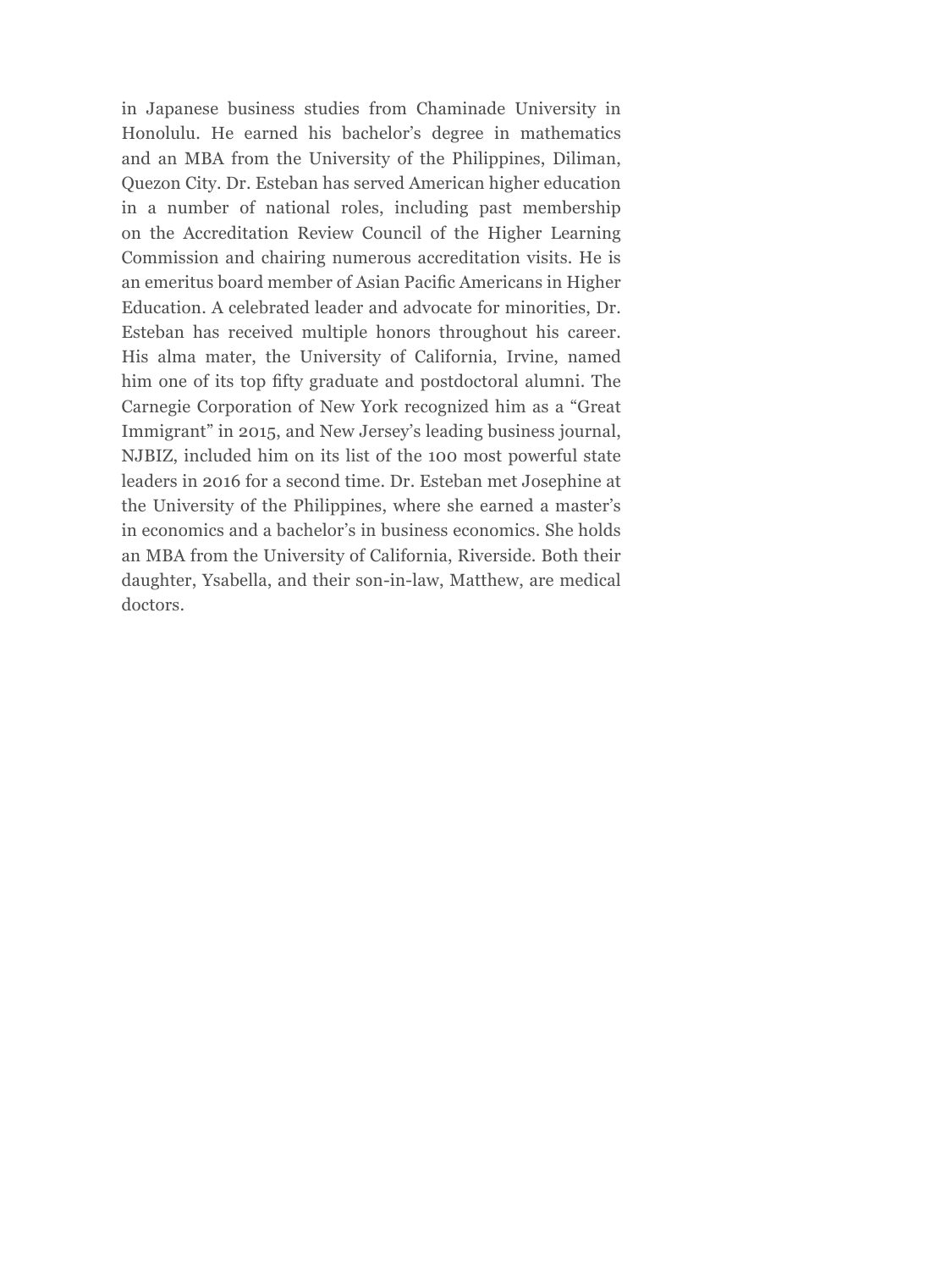in Japanese business studies from Chaminade University in Honolulu. He earned his bachelor's degree in mathematics and an MBA from the University of the Philippines, Diliman, Quezon City. Dr. Esteban has served American higher education in a number of national roles, including past membership on the Accreditation Review Council of the Higher Learning Commission and chairing numerous accreditation visits. He is an emeritus board member of Asian Pacific Americans in Higher Education. A celebrated leader and advocate for minorities, Dr. Esteban has received multiple honors throughout his career. His alma mater, the University of California, Irvine, named him one of its top fifty graduate and postdoctoral alumni. The Carnegie Corporation of New York recognized him as a "Great Immigrant" in 2015, and New Jersey's leading business journal, NJBIZ, included him on its list of the 100 most powerful state leaders in 2016 for a second time. Dr. Esteban met Josephine at the University of the Philippines, where she earned a master's in economics and a bachelor's in business economics. She holds an MBA from the University of California, Riverside. Both their daughter, Ysabella, and their son-in-law, Matthew, are medical doctors.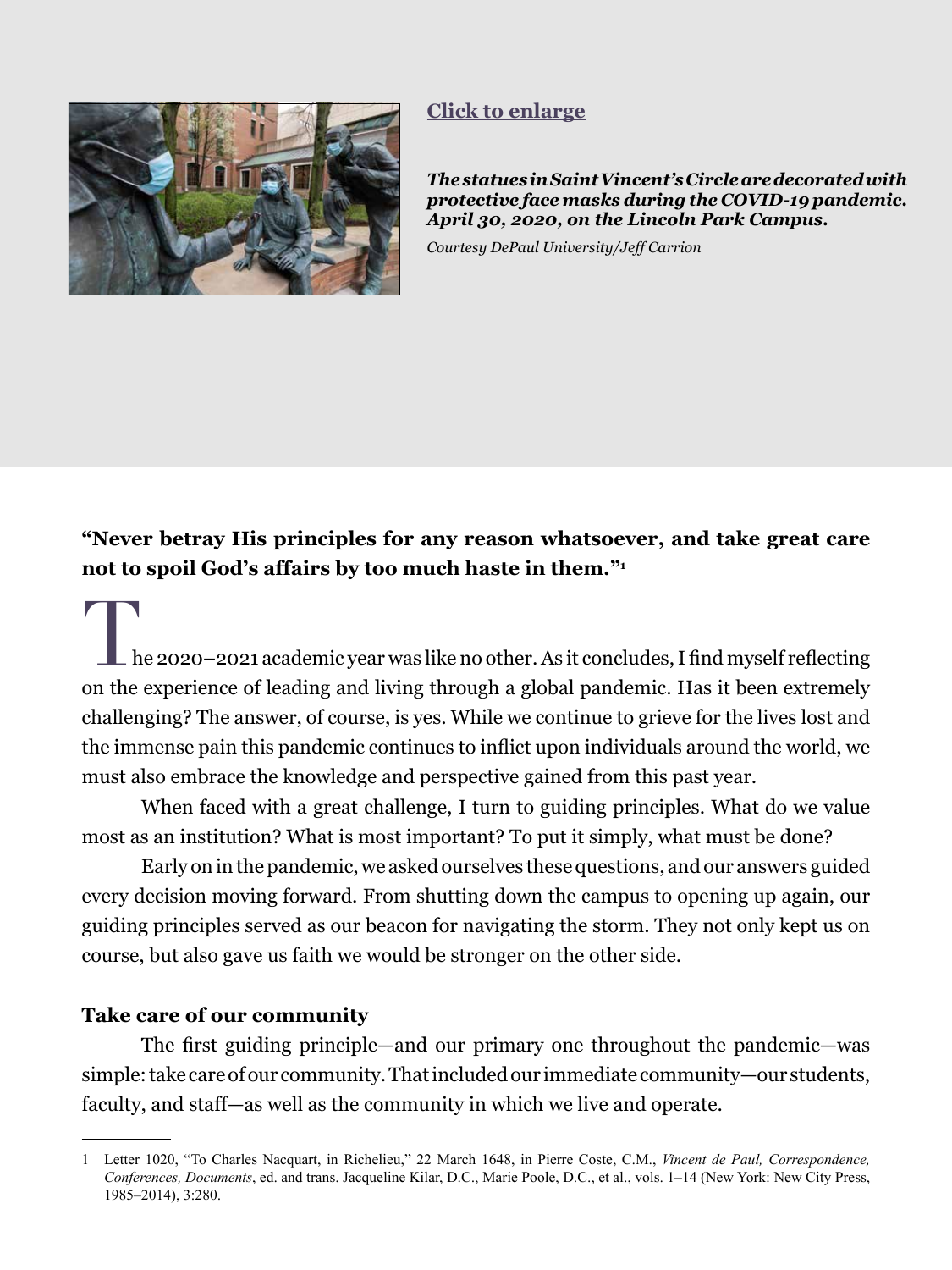[Click to enlarge](#)

***The statues in Saint Vincent's Circle are decorated with protective face masks during the COVID-19 pandemic. April 30, 2020, on the Lincoln Park Campus.***

*Courtesy DePaul University/Jeff Carrion*

**"Never betray His principles for any reason whatsoever, and take great care not to spoil God's affairs by too much haste in them."[1]**

The 2020–2021 academic year was like no other. As it concludes, I find myself reflecting on the experience of leading and living through a global pandemic. Has it been extremely challenging? The answer, of course, is yes. While we continue to grieve for the lives lost and the immense pain this pandemic continues to inflict upon individuals around the world, we must also embrace the knowledge and perspective gained from this past year.

When faced with a great challenge, I turn to guiding principles. What do we value most as an institution? What is most important? To put it simply, what must be done?

Early on in the pandemic, we asked ourselves these questions, and our answers guided every decision moving forward. From shutting down the campus to opening up again, our guiding principles served as our beacon for navigating the storm. They not only kept us on course, but also gave us faith we would be stronger on the other side.

**Take care of our community**

The first guiding principle—and our primary one throughout the pandemic—was simple: take care of our community. That included our immediate community—our students, faculty, and staff—as well as the community in which we live and operate.

---

1 Letter 1020, "To Charles Nacquart, in Richelieu," 22 March 1648, in Pierre Coste, C.M., *Vincent de Paul, Correspondence, Conferences, Documents*, ed. and trans. Jacqueline Kilar, D.C., Marie Poole, D.C., et al., vols. 1–14 (New York: New City Press, 1985–2014), 3:280.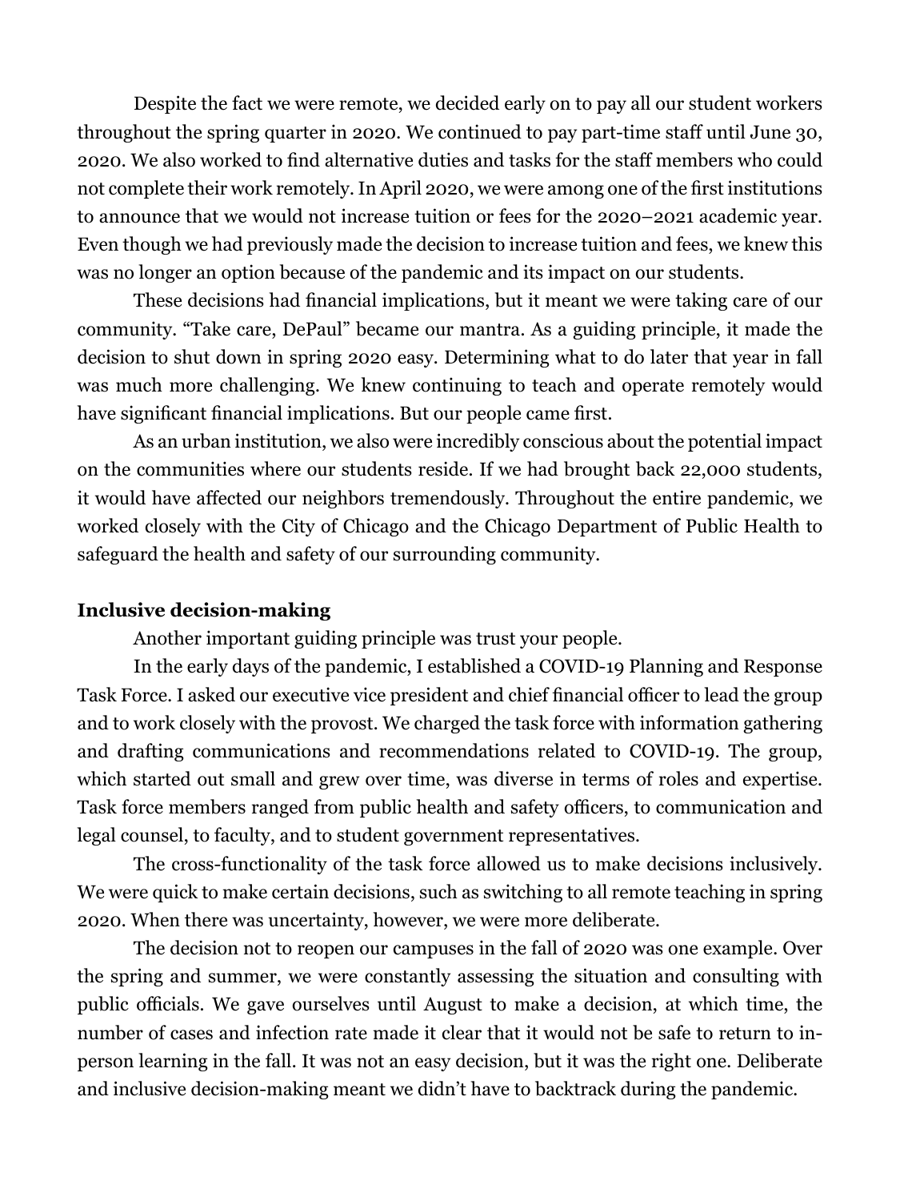Despite the fact we were remote, we decided early on to pay all our student workers throughout the spring quarter in 2020. We continued to pay part-time staff until June 30, 2020. We also worked to find alternative duties and tasks for the staff members who could not complete their work remotely. In April 2020, we were among one of the first institutions to announce that we would not increase tuition or fees for the 2020–2021 academic year. Even though we had previously made the decision to increase tuition and fees, we knew this was no longer an option because of the pandemic and its impact on our students.

These decisions had financial implications, but it meant we were taking care of our community. "Take care, DePaul" became our mantra. As a guiding principle, it made the decision to shut down in spring 2020 easy. Determining what to do later that year in fall was much more challenging. We knew continuing to teach and operate remotely would have significant financial implications. But our people came first.

As an urban institution, we also were incredibly conscious about the potential impact on the communities where our students reside. If we had brought back 22,000 students, it would have affected our neighbors tremendously. Throughout the entire pandemic, we worked closely with the City of Chicago and the Chicago Department of Public Health to safeguard the health and safety of our surrounding community.

**Inclusive decision-making**

Another important guiding principle was trust your people.

In the early days of the pandemic, I established a COVID-19 Planning and Response Task Force. I asked our executive vice president and chief financial officer to lead the group and to work closely with the provost. We charged the task force with information gathering and drafting communications and recommendations related to COVID-19. The group, which started out small and grew over time, was diverse in terms of roles and expertise. Task force members ranged from public health and safety officers, to communication and legal counsel, to faculty, and to student government representatives.

The cross-functionality of the task force allowed us to make decisions inclusively. We were quick to make certain decisions, such as switching to all remote teaching in spring 2020. When there was uncertainty, however, we were more deliberate.

The decision not to reopen our campuses in the fall of 2020 was one example. Over the spring and summer, we were constantly assessing the situation and consulting with public officials. We gave ourselves until August to make a decision, at which time, the number of cases and infection rate made it clear that it would not be safe to return to in-person learning in the fall. It was not an easy decision, but it was the right one. Deliberate and inclusive decision-making meant we didn't have to backtrack during the pandemic.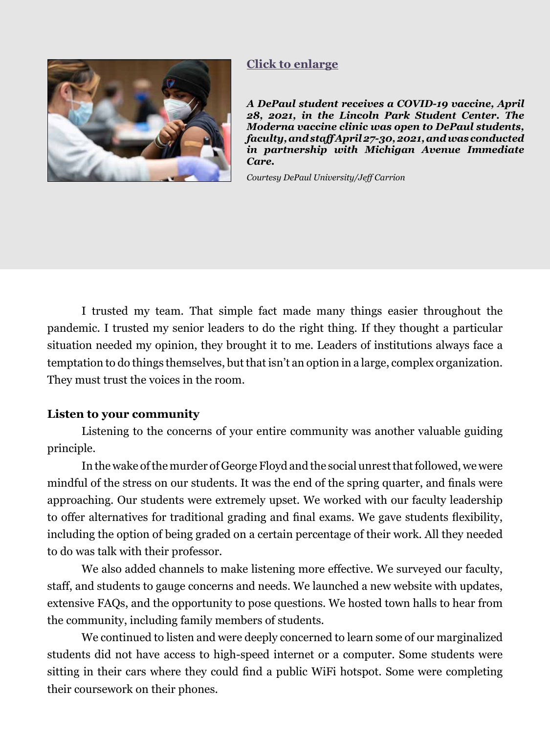Click to enlarge

***A DePaul student receives a COVID-19 vaccine, April 28, 2021, in the Lincoln Park Student Center. The Moderna vaccine clinic was open to DePaul students, faculty, and staff April 27-30, 2021, and was conducted in partnership with Michigan Avenue Immediate Care.***

*Courtesy DePaul University/Jeff Carrion*

I trusted my team. That simple fact made many things easier throughout the pandemic. I trusted my senior leaders to do the right thing. If they thought a particular situation needed my opinion, they brought it to me. Leaders of institutions always face a temptation to do things themselves, but that isn't an option in a large, complex organization. They must trust the voices in the room.

**Listen to your community**

Listening to the concerns of your entire community was another valuable guiding principle.

In the wake of the murder of George Floyd and the social unrest that followed, we were mindful of the stress on our students. It was the end of the spring quarter, and finals were approaching. Our students were extremely upset. We worked with our faculty leadership to offer alternatives for traditional grading and final exams. We gave students flexibility, including the option of being graded on a certain percentage of their work. All they needed to do was talk with their professor.

We also added channels to make listening more effective. We surveyed our faculty, staff, and students to gauge concerns and needs. We launched a new website with updates, extensive FAQs, and the opportunity to pose questions. We hosted town halls to hear from the community, including family members of students.

We continued to listen and were deeply concerned to learn some of our marginalized students did not have access to high-speed internet or a computer. Some students were sitting in their cars where they could find a public WiFi hotspot. Some were completing their coursework on their phones.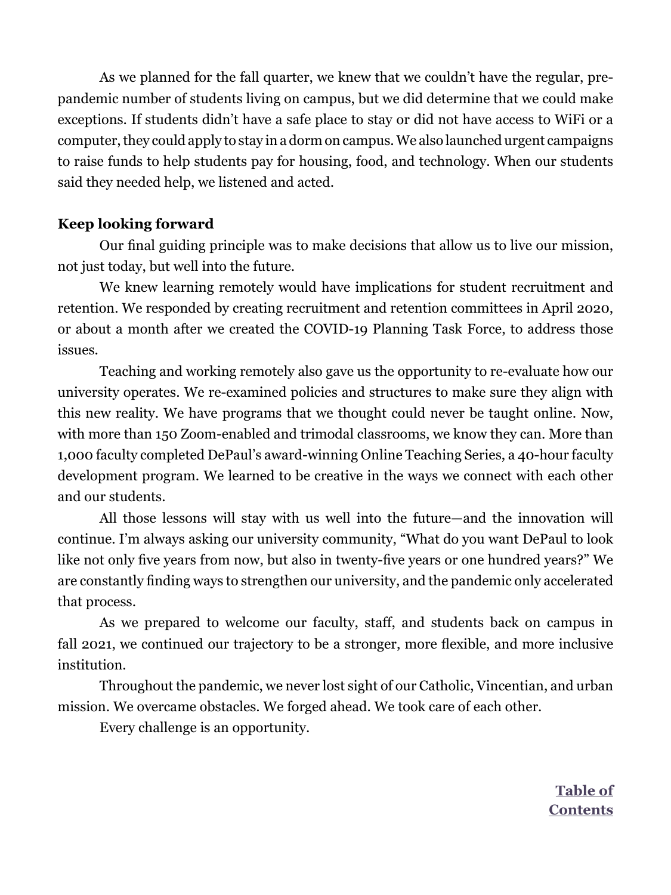As we planned for the fall quarter, we knew that we couldn't have the regular, pre-pandemic number of students living on campus, but we did determine that we could make exceptions. If students didn't have a safe place to stay or did not have access to WiFi or a computer, they could apply to stay in a dorm on campus. We also launched urgent campaigns to raise funds to help students pay for housing, food, and technology. When our students said they needed help, we listened and acted.

**Keep looking forward**

Our final guiding principle was to make decisions that allow us to live our mission, not just today, but well into the future.

We knew learning remotely would have implications for student recruitment and retention. We responded by creating recruitment and retention committees in April 2020, or about a month after we created the COVID-19 Planning Task Force, to address those issues.

Teaching and working remotely also gave us the opportunity to re-evaluate how our university operates. We re-examined policies and structures to make sure they align with this new reality. We have programs that we thought could never be taught online. Now, with more than 150 Zoom-enabled and trimodal classrooms, we know they can. More than 1,000 faculty completed DePaul's award-winning Online Teaching Series, a 40-hour faculty development program. We learned to be creative in the ways we connect with each other and our students.

All those lessons will stay with us well into the future—and the innovation will continue. I'm always asking our university community, "What do you want DePaul to look like not only five years from now, but also in twenty-five years or one hundred years?" We are constantly finding ways to strengthen our university, and the pandemic only accelerated that process.

As we prepared to welcome our faculty, staff, and students back on campus in fall 2021, we continued our trajectory to be a stronger, more flexible, and more inclusive institution.

Throughout the pandemic, we never lost sight of our Catholic, Vincentian, and urban mission. We overcame obstacles. We forged ahead. We took care of each other.

Every challenge is an opportunity.

**Table of Contents**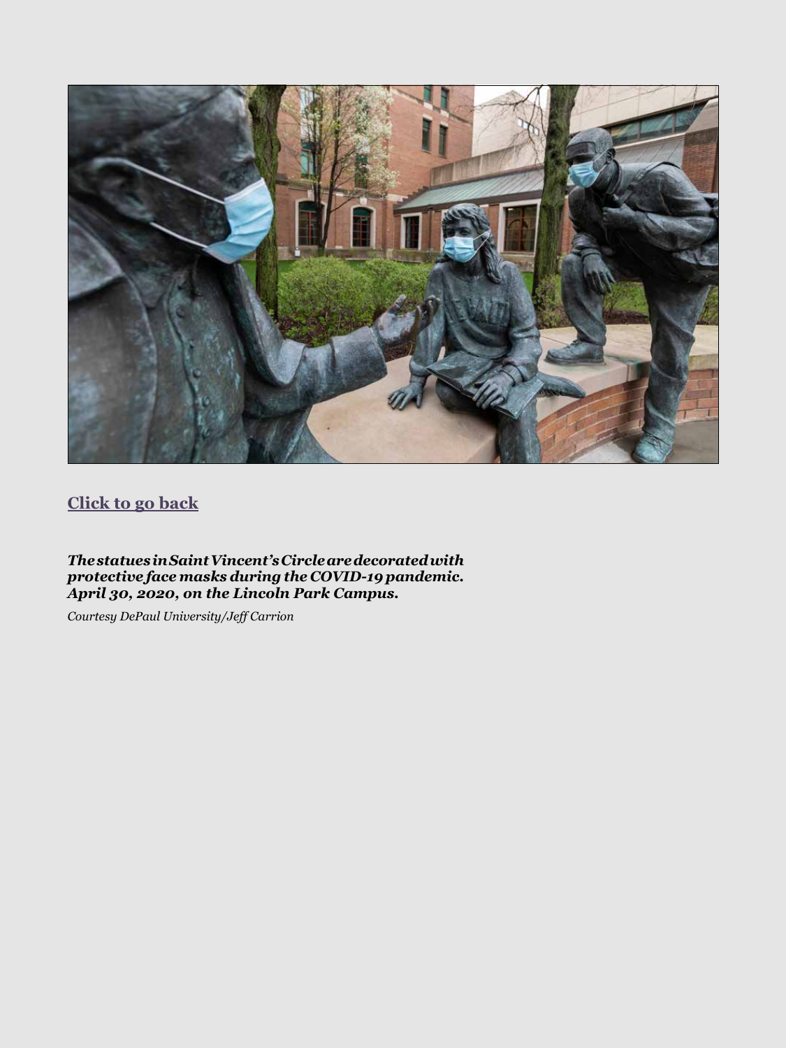[Click to go back]()

***The statues in Saint Vincent's Circle are decorated with protective face masks during the COVID-19 pandemic. April 30, 2020, on the Lincoln Park Campus.***

*Courtesy DePaul University/Jeff Carrion*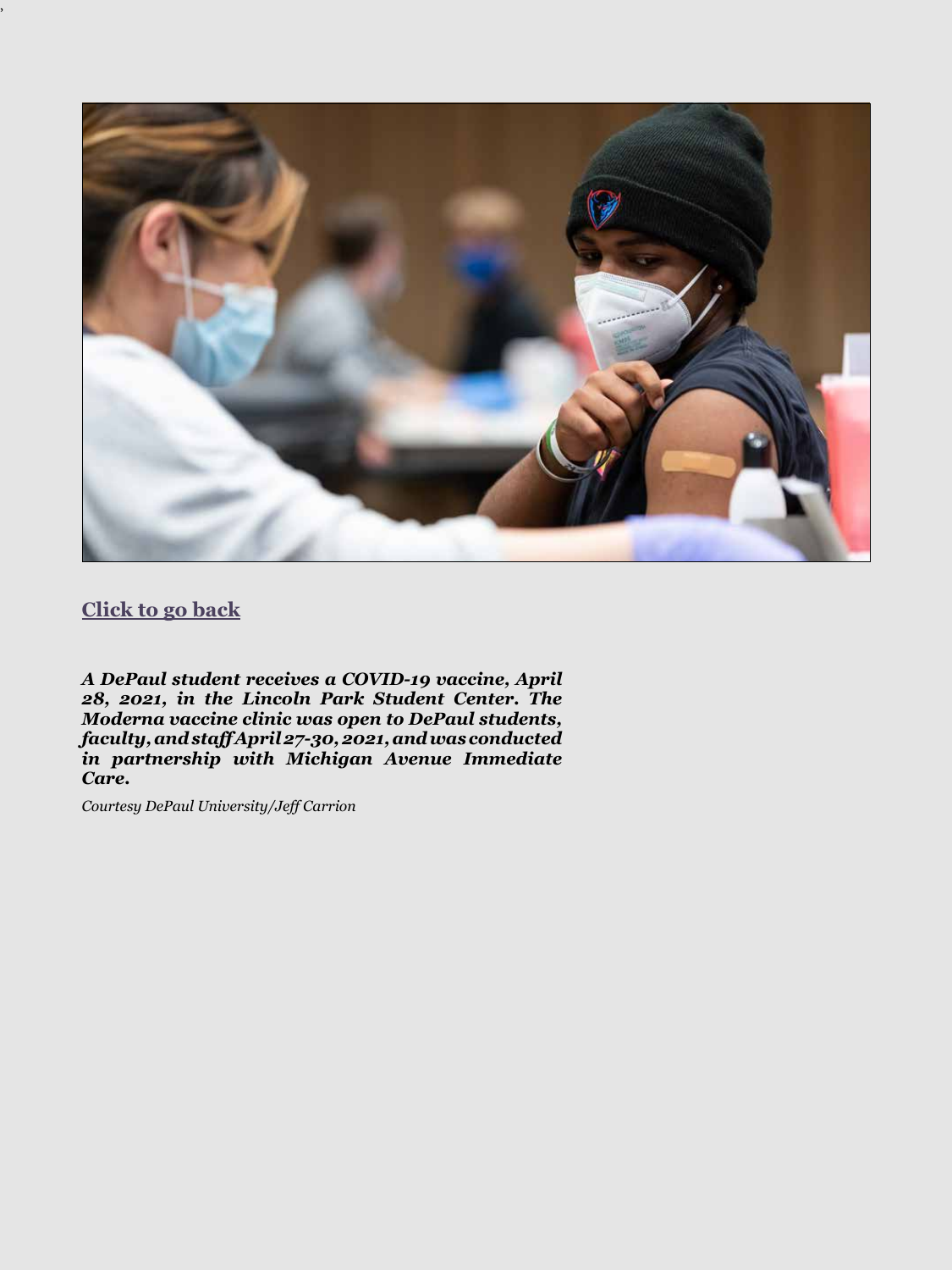Click to go back

***A DePaul student receives a COVID-19 vaccine, April 28, 2021, in the Lincoln Park Student Center. The Moderna vaccine clinic was open to DePaul students, faculty, and staff April 27-30, 2021, and was conducted in partnership with Michigan Avenue Immediate Care.***

*Courtesy DePaul University/Jeff Carrion*